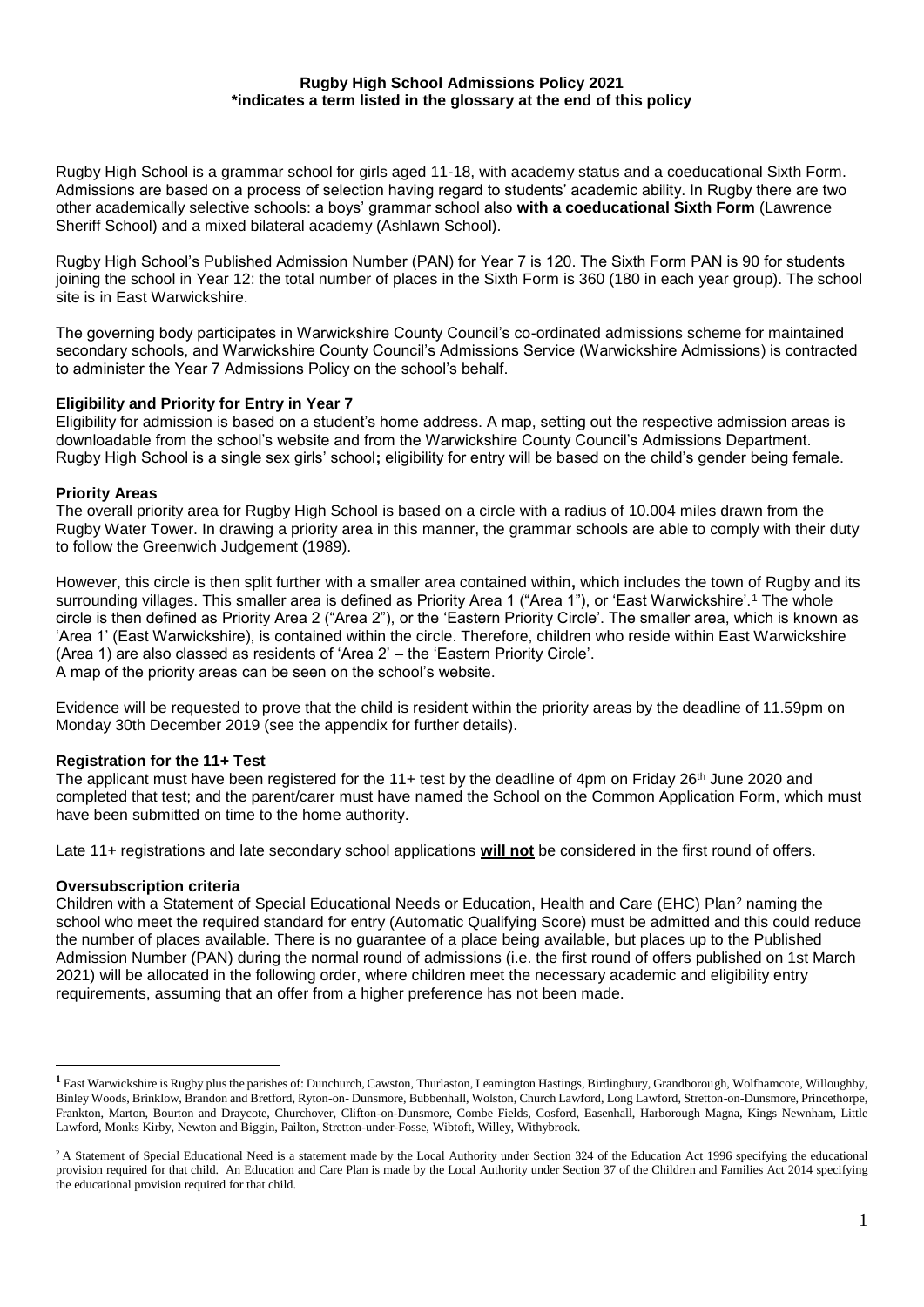**Rugby High School Admissions Policy 2021**
**\*indicates a term listed in the glossary at the end of this policy**

Rugby High School is a grammar school for girls aged 11-18, with academy status and a coeducational Sixth Form. Admissions are based on a process of selection having regard to students' academic ability. In Rugby there are two other academically selective schools: a boys' grammar school also **with a coeducational Sixth Form** (Lawrence Sheriff School) and a mixed bilateral academy (Ashlawn School).

Rugby High School's Published Admission Number (PAN) for Year 7 is 120. The Sixth Form PAN is 90 for students joining the school in Year 12: the total number of places in the Sixth Form is 360 (180 in each year group). The school site is in East Warwickshire.

The governing body participates in Warwickshire County Council's co-ordinated admissions scheme for maintained secondary schools, and Warwickshire County Council's Admissions Service (Warwickshire Admissions) is contracted to administer the Year 7 Admissions Policy on the school's behalf.

**Eligibility and Priority for Entry in Year 7**

Eligibility for admission is based on a student's home address. A map, setting out the respective admission areas is downloadable from the school's website and from the Warwickshire County Council's Admissions Department. Rugby High School is a single sex girls' school**;** eligibility for entry will be based on the child's gender being female.

**Priority Areas**

The overall priority area for Rugby High School is based on a circle with a radius of 10.004 miles drawn from the Rugby Water Tower. In drawing a priority area in this manner, the grammar schools are able to comply with their duty to follow the Greenwich Judgement (1989).

However, this circle is then split further with a smaller area contained within**,** which includes the town of Rugby and its surrounding villages. This smaller area is defined as Priority Area 1 ("Area 1"), or 'East Warwickshire'.[1] The whole circle is then defined as Priority Area 2 ("Area 2"), or the 'Eastern Priority Circle'. The smaller area, which is known as 'Area 1' (East Warwickshire), is contained within the circle. Therefore, children who reside within East Warwickshire (Area 1) are also classed as residents of 'Area 2' – the 'Eastern Priority Circle'.
A map of the priority areas can be seen on the school's website.

Evidence will be requested to prove that the child is resident within the priority areas by the deadline of 11.59pm on Monday 30th December 2019 (see the appendix for further details).

**Registration for the 11+ Test**

The applicant must have been registered for the 11+ test by the deadline of 4pm on Friday 26th June 2020 and completed that test; and the parent/carer must have named the School on the Common Application Form, which must have been submitted on time to the home authority.

Late 11+ registrations and late secondary school applications **will not** be considered in the first round of offers.

**Oversubscription criteria**

Children with a Statement of Special Educational Needs or Education, Health and Care (EHC) Plan[2] naming the school who meet the required standard for entry (Automatic Qualifying Score) must be admitted and this could reduce the number of places available. There is no guarantee of a place being available, but places up to the Published Admission Number (PAN) during the normal round of admissions (i.e. the first round of offers published on 1st March 2021) will be allocated in the following order, where children meet the necessary academic and eligibility entry requirements, assuming that an offer from a higher preference has not been made.

---

[1] East Warwickshire is Rugby plus the parishes of: Dunchurch, Cawston, Thurlaston, Leamington Hastings, Birdingbury, Grandborough, Wolfhamcote, Willoughby, Binley Woods, Brinklow, Brandon and Bretford, Ryton-on- Dunsmore, Bubbenhall, Wolston, Church Lawford, Long Lawford, Stretton-on-Dunsmore, Princethorpe, Frankton, Marton, Bourton and Draycote, Churchover, Clifton-on-Dunsmore, Combe Fields, Cosford, Easenhall, Harborough Magna, Kings Newnham, Little Lawford, Monks Kirby, Newton and Biggin, Pailton, Stretton-under-Fosse, Wibtoft, Willey, Withybrook.

[2] A Statement of Special Educational Need is a statement made by the Local Authority under Section 324 of the Education Act 1996 specifying the educational provision required for that child. An Education and Care Plan is made by the Local Authority under Section 37 of the Children and Families Act 2014 specifying the educational provision required for that child.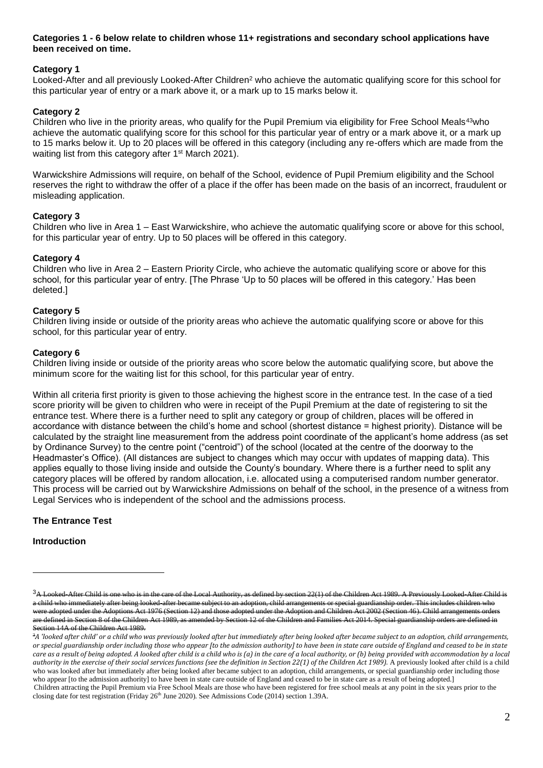**Categories 1 - 6 below relate to children whose 11+ registrations and secondary school applications have been received on time.**

**Category 1**

Looked-After and all previously Looked-After Children[2] who achieve the automatic qualifying score for this school for this particular year of entry or a mark above it, or a mark up to 15 marks below it.

**Category 2**

Children who live in the priority areas, who qualify for the Pupil Premium via eligibility for Free School Meals[43]who achieve the automatic qualifying score for this school for this particular year of entry or a mark above it, or a mark up to 15 marks below it. Up to 20 places will be offered in this category (including any re-offers which are made from the waiting list from this category after 1st March 2021).

Warwickshire Admissions will require, on behalf of the School, evidence of Pupil Premium eligibility and the School reserves the right to withdraw the offer of a place if the offer has been made on the basis of an incorrect, fraudulent or misleading application.

**Category 3**

Children who live in Area 1 – East Warwickshire, who achieve the automatic qualifying score or above for this school, for this particular year of entry. Up to 50 places will be offered in this category.

**Category 4**

Children who live in Area 2 – Eastern Priority Circle, who achieve the automatic qualifying score or above for this school, for this particular year of entry. [The Phrase 'Up to 50 places will be offered in this category.' Has been deleted.]

**Category 5**

Children living inside or outside of the priority areas who achieve the automatic qualifying score or above for this school, for this particular year of entry.

**Category 6**

Children living inside or outside of the priority areas who score below the automatic qualifying score, but above the minimum score for the waiting list for this school, for this particular year of entry.

Within all criteria first priority is given to those achieving the highest score in the entrance test. In the case of a tied score priority will be given to children who were in receipt of the Pupil Premium at the date of registering to sit the entrance test. Where there is a further need to split any category or group of children, places will be offered in accordance with distance between the child's home and school (shortest distance = highest priority). Distance will be calculated by the straight line measurement from the address point coordinate of the applicant's home address (as set by Ordinance Survey) to the centre point ("centroid") of the school (located at the centre of the doorway to the Headmaster's Office). (All distances are subject to changes which may occur with updates of mapping data). This applies equally to those living inside and outside the County's boundary. Where there is a further need to split any category places will be offered by random allocation, i.e. allocated using a computerised random number generator. This process will be carried out by Warwickshire Admissions on behalf of the school, in the presence of a witness from Legal Services who is independent of the school and the admissions process.

**The Entrance Test**

**Introduction**

---

[3] ~~A Looked-After Child is one who is in the care of the Local Authority, as defined by section 22(1) of the Children Act 1989. A Previously Looked-After Child is a child who immediately after being looked-after became subject to an adoption, child arrangements or special guardianship order. This includes children who were adopted under the Adoptions Act 1976 (Section 12) and those adopted under the Adoption and Children Act 2002 (Section 46). Child arrangements orders are defined in Section 8 of the Children Act 1989, as amended by Section 12 of the Children and Families Act 2014. Special guardianship orders are defined in Section 14A of the Children Act 1989.~~

[2] *A 'looked after child' or a child who was previously looked after but immediately after being looked after became subject to an adoption, child arrangements, or special guardianship order including those who appear [to the admission authority] to have been in state care outside of England and ceased to be in state care as a result of being adopted. A looked after child is a child who is (a) in the care of a local authority, or (b) being provided with accommodation by a local authority in the exercise of their social services functions (see the definition in Section 22(1) of the Children Act 1989).* A previously looked after child is a child who was looked after but immediately after being looked after became subject to an adoption, child arrangements, or special guardianship order including those who appear [to the admission authority] to have been in state care outside of England and ceased to be in state care as a result of being adopted.]

Children attracting the Pupil Premium via Free School Meals are those who have been registered for free school meals at any point in the six years prior to the closing date for test registration (Friday 26th June 2020). See Admissions Code (2014) section 1.39A.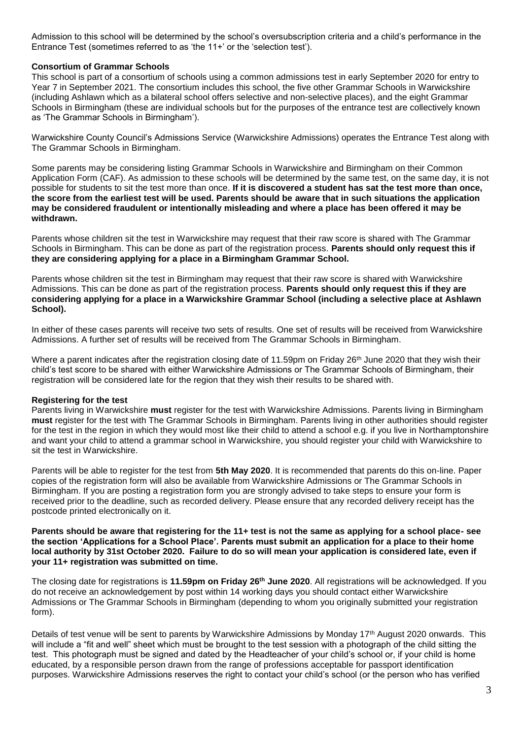Admission to this school will be determined by the school's oversubscription criteria and a child's performance in the Entrance Test (sometimes referred to as 'the 11+' or the 'selection test').

**Consortium of Grammar Schools**

This school is part of a consortium of schools using a common admissions test in early September 2020 for entry to Year 7 in September 2021. The consortium includes this school, the five other Grammar Schools in Warwickshire (including Ashlawn which as a bilateral school offers selective and non-selective places), and the eight Grammar Schools in Birmingham (these are individual schools but for the purposes of the entrance test are collectively known as 'The Grammar Schools in Birmingham').

Warwickshire County Council's Admissions Service (Warwickshire Admissions) operates the Entrance Test along with The Grammar Schools in Birmingham.

Some parents may be considering listing Grammar Schools in Warwickshire and Birmingham on their Common Application Form (CAF). As admission to these schools will be determined by the same test, on the same day, it is not possible for students to sit the test more than once. **If it is discovered a student has sat the test more than once, the score from the earliest test will be used. Parents should be aware that in such situations the application may be considered fraudulent or intentionally misleading and where a place has been offered it may be withdrawn.**

Parents whose children sit the test in Warwickshire may request that their raw score is shared with The Grammar Schools in Birmingham. This can be done as part of the registration process. **Parents should only request this if they are considering applying for a place in a Birmingham Grammar School.**

Parents whose children sit the test in Birmingham may request that their raw score is shared with Warwickshire Admissions. This can be done as part of the registration process. **Parents should only request this if they are considering applying for a place in a Warwickshire Grammar School (including a selective place at Ashlawn School).**

In either of these cases parents will receive two sets of results. One set of results will be received from Warwickshire Admissions. A further set of results will be received from The Grammar Schools in Birmingham.

Where a parent indicates after the registration closing date of 11.59pm on Friday 26th June 2020 that they wish their child's test score to be shared with either Warwickshire Admissions or The Grammar Schools of Birmingham, their registration will be considered late for the region that they wish their results to be shared with.

**Registering for the test**

Parents living in Warwickshire **must** register for the test with Warwickshire Admissions. Parents living in Birmingham **must** register for the test with The Grammar Schools in Birmingham. Parents living in other authorities should register for the test in the region in which they would most like their child to attend a school e.g. if you live in Northamptonshire and want your child to attend a grammar school in Warwickshire, you should register your child with Warwickshire to sit the test in Warwickshire.

Parents will be able to register for the test from **5th May 2020**. It is recommended that parents do this on-line. Paper copies of the registration form will also be available from Warwickshire Admissions or The Grammar Schools in Birmingham. If you are posting a registration form you are strongly advised to take steps to ensure your form is received prior to the deadline, such as recorded delivery. Please ensure that any recorded delivery receipt has the postcode printed electronically on it.

**Parents should be aware that registering for the 11+ test is not the same as applying for a school place- see the section 'Applications for a School Place'. Parents must submit an application for a place to their home local authority by 31st October 2020. Failure to do so will mean your application is considered late, even if your 11+ registration was submitted on time.**

The closing date for registrations is **11.59pm on Friday 26th June 2020**. All registrations will be acknowledged. If you do not receive an acknowledgement by post within 14 working days you should contact either Warwickshire Admissions or The Grammar Schools in Birmingham (depending to whom you originally submitted your registration form).

Details of test venue will be sent to parents by Warwickshire Admissions by Monday 17th August 2020 onwards. This will include a "fit and well" sheet which must be brought to the test session with a photograph of the child sitting the test. This photograph must be signed and dated by the Headteacher of your child's school or, if your child is home educated, by a responsible person drawn from the range of professions acceptable for passport identification purposes. Warwickshire Admissions reserves the right to contact your child's school (or the person who has verified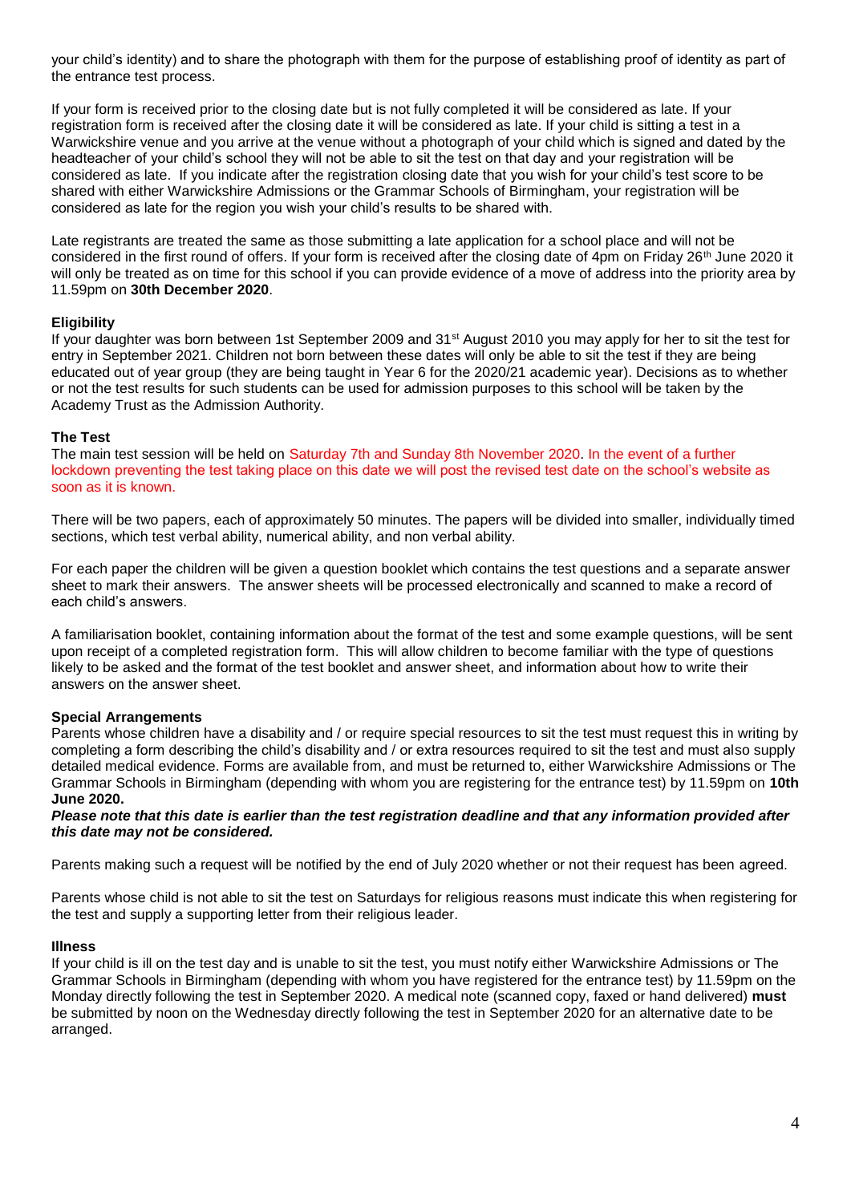your child's identity) and to share the photograph with them for the purpose of establishing proof of identity as part of the entrance test process.

If your form is received prior to the closing date but is not fully completed it will be considered as late. If your registration form is received after the closing date it will be considered as late. If your child is sitting a test in a Warwickshire venue and you arrive at the venue without a photograph of your child which is signed and dated by the headteacher of your child's school they will not be able to sit the test on that day and your registration will be considered as late. If you indicate after the registration closing date that you wish for your child's test score to be shared with either Warwickshire Admissions or the Grammar Schools of Birmingham, your registration will be considered as late for the region you wish your child's results to be shared with.

Late registrants are treated the same as those submitting a late application for a school place and will not be considered in the first round of offers. If your form is received after the closing date of 4pm on Friday 26th June 2020 it will only be treated as on time for this school if you can provide evidence of a move of address into the priority area by 11.59pm on **30th December 2020**.

**Eligibility**

If your daughter was born between 1st September 2009 and 31st August 2010 you may apply for her to sit the test for entry in September 2021. Children not born between these dates will only be able to sit the test if they are being educated out of year group (they are being taught in Year 6 for the 2020/21 academic year). Decisions as to whether or not the test results for such students can be used for admission purposes to this school will be taken by the Academy Trust as the Admission Authority.

**The Test**

The main test session will be held on Saturday 7th and Sunday 8th November 2020. In the event of a further lockdown preventing the test taking place on this date we will post the revised test date on the school's website as soon as it is known.

There will be two papers, each of approximately 50 minutes. The papers will be divided into smaller, individually timed sections, which test verbal ability, numerical ability, and non verbal ability.

For each paper the children will be given a question booklet which contains the test questions and a separate answer sheet to mark their answers. The answer sheets will be processed electronically and scanned to make a record of each child's answers.

A familiarisation booklet, containing information about the format of the test and some example questions, will be sent upon receipt of a completed registration form. This will allow children to become familiar with the type of questions likely to be asked and the format of the test booklet and answer sheet, and information about how to write their answers on the answer sheet.

**Special Arrangements**

Parents whose children have a disability and / or require special resources to sit the test must request this in writing by completing a form describing the child's disability and / or extra resources required to sit the test and must also supply detailed medical evidence. Forms are available from, and must be returned to, either Warwickshire Admissions or The Grammar Schools in Birmingham (depending with whom you are registering for the entrance test) by 11.59pm on **10th June 2020.**

***Please note that this date is earlier than the test registration deadline and that any information provided after this date may not be considered.***

Parents making such a request will be notified by the end of July 2020 whether or not their request has been agreed.

Parents whose child is not able to sit the test on Saturdays for religious reasons must indicate this when registering for the test and supply a supporting letter from their religious leader.

**Illness**

If your child is ill on the test day and is unable to sit the test, you must notify either Warwickshire Admissions or The Grammar Schools in Birmingham (depending with whom you have registered for the entrance test) by 11.59pm on the Monday directly following the test in September 2020. A medical note (scanned copy, faxed or hand delivered) **must** be submitted by noon on the Wednesday directly following the test in September 2020 for an alternative date to be arranged.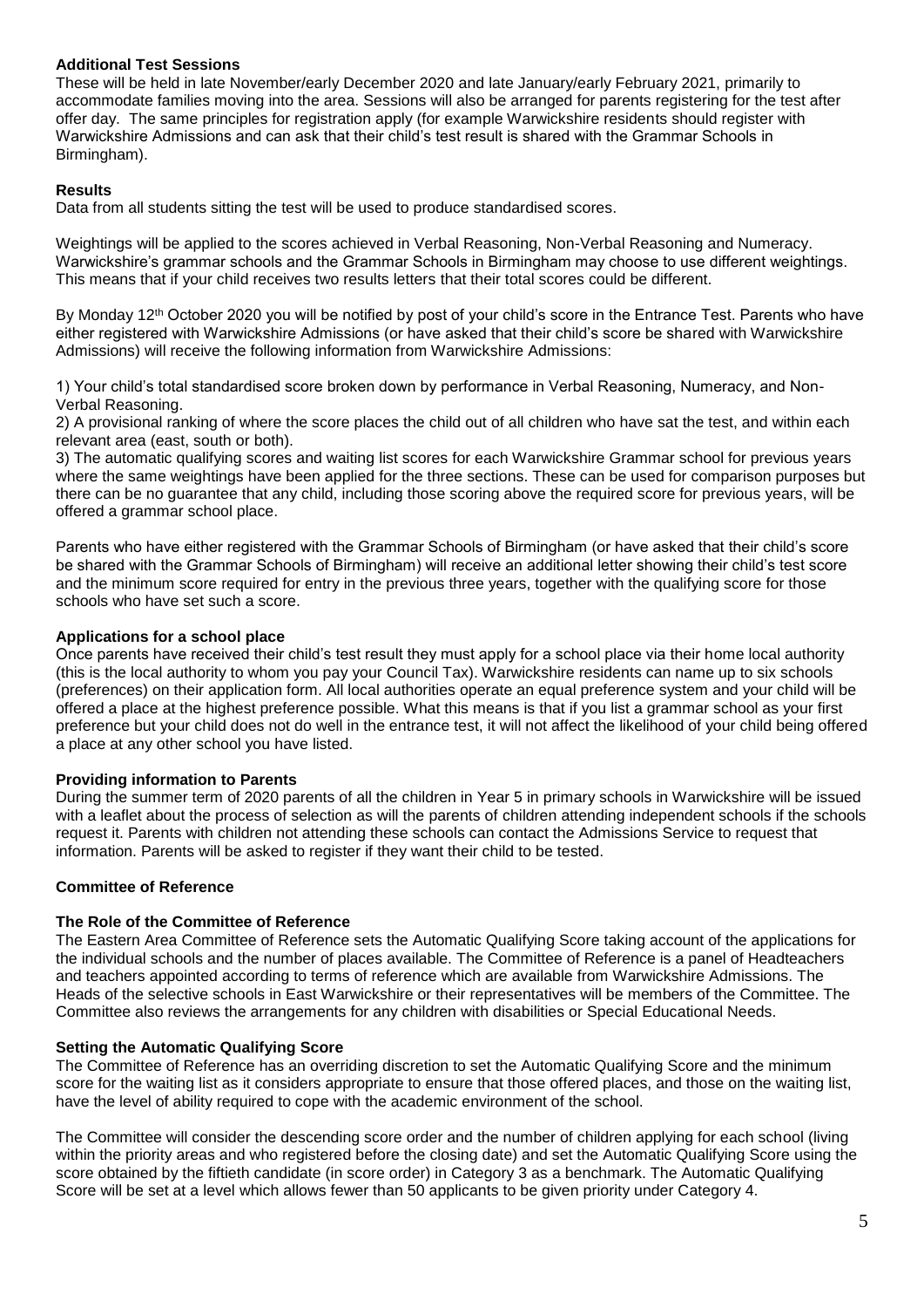**Additional Test Sessions**

These will be held in late November/early December 2020 and late January/early February 2021, primarily to accommodate families moving into the area. Sessions will also be arranged for parents registering for the test after offer day. The same principles for registration apply (for example Warwickshire residents should register with Warwickshire Admissions and can ask that their child's test result is shared with the Grammar Schools in Birmingham).

**Results**

Data from all students sitting the test will be used to produce standardised scores.

Weightings will be applied to the scores achieved in Verbal Reasoning, Non-Verbal Reasoning and Numeracy. Warwickshire's grammar schools and the Grammar Schools in Birmingham may choose to use different weightings. This means that if your child receives two results letters that their total scores could be different.

By Monday 12th October 2020 you will be notified by post of your child's score in the Entrance Test. Parents who have either registered with Warwickshire Admissions (or have asked that their child's score be shared with Warwickshire Admissions) will receive the following information from Warwickshire Admissions:

1) Your child's total standardised score broken down by performance in Verbal Reasoning, Numeracy, and Non-Verbal Reasoning.
2) A provisional ranking of where the score places the child out of all children who have sat the test, and within each relevant area (east, south or both).
3) The automatic qualifying scores and waiting list scores for each Warwickshire Grammar school for previous years where the same weightings have been applied for the three sections. These can be used for comparison purposes but there can be no guarantee that any child, including those scoring above the required score for previous years, will be offered a grammar school place.

Parents who have either registered with the Grammar Schools of Birmingham (or have asked that their child's score be shared with the Grammar Schools of Birmingham) will receive an additional letter showing their child's test score and the minimum score required for entry in the previous three years, together with the qualifying score for those schools who have set such a score.

**Applications for a school place**

Once parents have received their child's test result they must apply for a school place via their home local authority (this is the local authority to whom you pay your Council Tax). Warwickshire residents can name up to six schools (preferences) on their application form. All local authorities operate an equal preference system and your child will be offered a place at the highest preference possible. What this means is that if you list a grammar school as your first preference but your child does not do well in the entrance test, it will not affect the likelihood of your child being offered a place at any other school you have listed.

**Providing information to Parents**

During the summer term of 2020 parents of all the children in Year 5 in primary schools in Warwickshire will be issued with a leaflet about the process of selection as will the parents of children attending independent schools if the schools request it. Parents with children not attending these schools can contact the Admissions Service to request that information. Parents will be asked to register if they want their child to be tested.

**Committee of Reference**

**The Role of the Committee of Reference**

The Eastern Area Committee of Reference sets the Automatic Qualifying Score taking account of the applications for the individual schools and the number of places available. The Committee of Reference is a panel of Headteachers and teachers appointed according to terms of reference which are available from Warwickshire Admissions. The Heads of the selective schools in East Warwickshire or their representatives will be members of the Committee. The Committee also reviews the arrangements for any children with disabilities or Special Educational Needs.

**Setting the Automatic Qualifying Score**

The Committee of Reference has an overriding discretion to set the Automatic Qualifying Score and the minimum score for the waiting list as it considers appropriate to ensure that those offered places, and those on the waiting list, have the level of ability required to cope with the academic environment of the school.

The Committee will consider the descending score order and the number of children applying for each school (living within the priority areas and who registered before the closing date) and set the Automatic Qualifying Score using the score obtained by the fiftieth candidate (in score order) in Category 3 as a benchmark. The Automatic Qualifying Score will be set at a level which allows fewer than 50 applicants to be given priority under Category 4.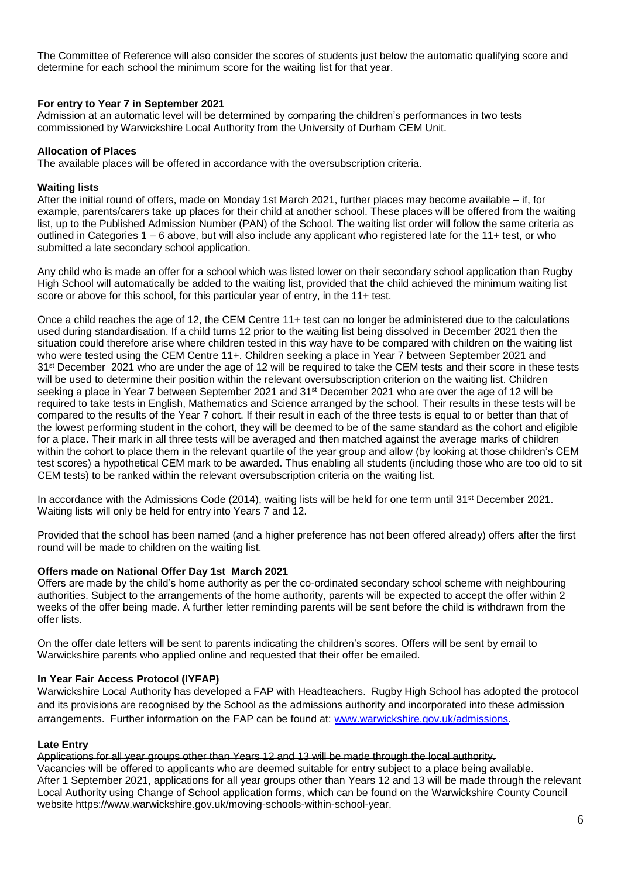The Committee of Reference will also consider the scores of students just below the automatic qualifying score and determine for each school the minimum score for the waiting list for that year.

**For entry to Year 7 in September 2021**

Admission at an automatic level will be determined by comparing the children's performances in two tests commissioned by Warwickshire Local Authority from the University of Durham CEM Unit.

**Allocation of Places**

The available places will be offered in accordance with the oversubscription criteria.

**Waiting lists**

After the initial round of offers, made on Monday 1st March 2021, further places may become available – if, for example, parents/carers take up places for their child at another school. These places will be offered from the waiting list, up to the Published Admission Number (PAN) of the School. The waiting list order will follow the same criteria as outlined in Categories 1 – 6 above, but will also include any applicant who registered late for the 11+ test, or who submitted a late secondary school application.

Any child who is made an offer for a school which was listed lower on their secondary school application than Rugby High School will automatically be added to the waiting list, provided that the child achieved the minimum waiting list score or above for this school, for this particular year of entry, in the 11+ test.

Once a child reaches the age of 12, the CEM Centre 11+ test can no longer be administered due to the calculations used during standardisation. If a child turns 12 prior to the waiting list being dissolved in December 2021 then the situation could therefore arise where children tested in this way may have to be compared with children on the waiting list who were tested using the CEM Centre 11+. Children seeking a place in Year 7 between September 2021 and 31st December 2021 who are under the age of 12 will be required to take the CEM tests and their score in these tests will be used to determine their position within the relevant oversubscription criterion on the waiting list. Children seeking a place in Year 7 between September 2021 and 31st December 2021 who are over the age of 12 will be required to take tests in English, Mathematics and Science arranged by the school. Their results in these tests will be compared to the results of the Year 7 cohort. If their result in each of the three tests is equal to or better than that of the lowest performing student in the cohort, they will be deemed to be of the same standard as the cohort and eligible for a place. Their mark in all three tests will be averaged and then matched against the average marks of children within the cohort to place them in the relevant quartile of the year group and allow (by looking at those children's CEM test scores) a hypothetical CEM mark to be awarded. Thus enabling all students (including those who are too old to sit CEM tests) to be ranked within the relevant oversubscription criteria on the waiting list.

In accordance with the Admissions Code (2014), waiting lists will be held for one term until 31st December 2021. Waiting lists will only be held for entry into Years 7 and 12.

Provided that the school has been named (and a higher preference has not been offered already) offers after the first round will be made to children on the waiting list.

**Offers made on National Offer Day 1st March 2021**

Offers are made by the child's home authority as per the co-ordinated secondary school scheme with neighbouring authorities. Subject to the arrangements of the home authority, parents will be expected to accept the offer within 2 weeks of the offer being made. A further letter reminding parents will be sent before the child is withdrawn from the offer lists.

On the offer date letters will be sent to parents indicating the children's scores. Offers will be sent by email to Warwickshire parents who applied online and requested that their offer be emailed.

**In Year Fair Access Protocol (IYFAP)**

Warwickshire Local Authority has developed a FAP with Headteachers. Rugby High School has adopted the protocol and its provisions are recognised by the School as the admissions authority and incorporated into these admission arrangements. Further information on the FAP can be found at: [www.warwickshire.gov.uk/admissions](www.warwickshire.gov.uk/admissions).

**Late Entry**

~~Applications for all year groups other than Years 12 and 13 will be made through the local authority.~~
~~Vacancies will be offered to applicants who are deemed suitable for entry subject to a place being available.~~
After 1 September 2021, applications for all year groups other than Years 12 and 13 will be made through the relevant Local Authority using Change of School application forms, which can be found on the Warwickshire County Council website https://www.warwickshire.gov.uk/moving-schools-within-school-year.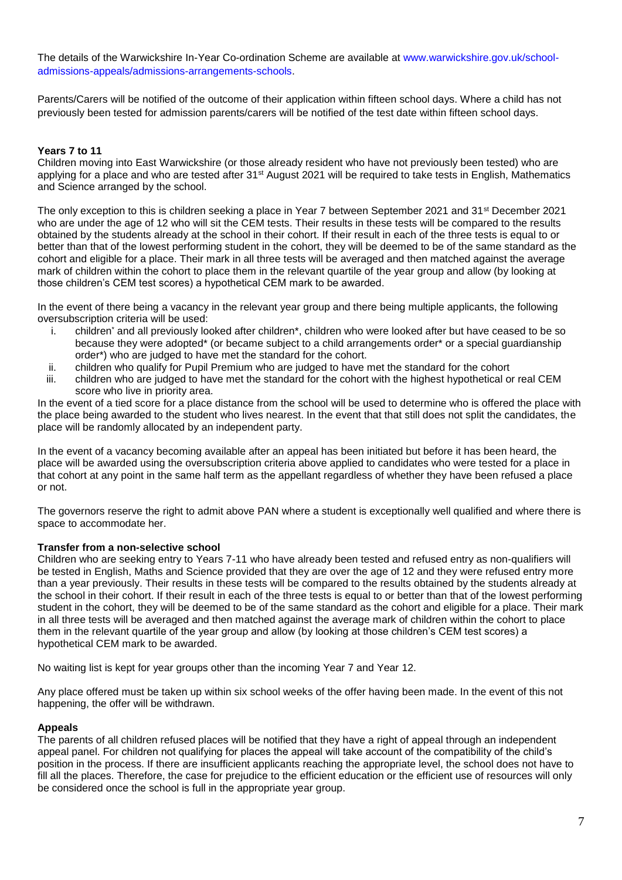The details of the Warwickshire In-Year Co-ordination Scheme are available at www.warwickshire.gov.uk/school-admissions-appeals/admissions-arrangements-schools.

Parents/Carers will be notified of the outcome of their application within fifteen school days. Where a child has not previously been tested for admission parents/carers will be notified of the test date within fifteen school days.

**Years 7 to 11**

Children moving into East Warwickshire (or those already resident who have not previously been tested) who are applying for a place and who are tested after 31st August 2021 will be required to take tests in English, Mathematics and Science arranged by the school.

The only exception to this is children seeking a place in Year 7 between September 2021 and 31st December 2021 who are under the age of 12 who will sit the CEM tests. Their results in these tests will be compared to the results obtained by the students already at the school in their cohort. If their result in each of the three tests is equal to or better than that of the lowest performing student in the cohort, they will be deemed to be of the same standard as the cohort and eligible for a place. Their mark in all three tests will be averaged and then matched against the average mark of children within the cohort to place them in the relevant quartile of the year group and allow (by looking at those children's CEM test scores) a hypothetical CEM mark to be awarded.

In the event of there being a vacancy in the relevant year group and there being multiple applicants, the following oversubscription criteria will be used:

1. children* and all previously looked after children*, children who were looked after but have ceased to be so because they were adopted* (or became subject to a child arrangements order* or a special guardianship order*) who are judged to have met the standard for the cohort.
2. children who qualify for Pupil Premium who are judged to have met the standard for the cohort
3. children who are judged to have met the standard for the cohort with the highest hypothetical or real CEM score who live in priority area.

In the event of a tied score for a place distance from the school will be used to determine who is offered the place with the place being awarded to the student who lives nearest. In the event that that still does not split the candidates, the place will be randomly allocated by an independent party.

In the event of a vacancy becoming available after an appeal has been initiated but before it has been heard, the place will be awarded using the oversubscription criteria above applied to candidates who were tested for a place in that cohort at any point in the same half term as the appellant regardless of whether they have been refused a place or not.

The governors reserve the right to admit above PAN where a student is exceptionally well qualified and where there is space to accommodate her.

**Transfer from a non-selective school**

Children who are seeking entry to Years 7-11 who have already been tested and refused entry as non-qualifiers will be tested in English, Maths and Science provided that they are over the age of 12 and they were refused entry more than a year previously. Their results in these tests will be compared to the results obtained by the students already at the school in their cohort. If their result in each of the three tests is equal to or better than that of the lowest performing student in the cohort, they will be deemed to be of the same standard as the cohort and eligible for a place. Their mark in all three tests will be averaged and then matched against the average mark of children within the cohort to place them in the relevant quartile of the year group and allow (by looking at those children's CEM test scores) a hypothetical CEM mark to be awarded.

No waiting list is kept for year groups other than the incoming Year 7 and Year 12.

Any place offered must be taken up within six school weeks of the offer having been made. In the event of this not happening, the offer will be withdrawn.

**Appeals**

The parents of all children refused places will be notified that they have a right of appeal through an independent appeal panel. For children not qualifying for places the appeal will take account of the compatibility of the child's position in the process. If there are insufficient applicants reaching the appropriate level, the school does not have to fill all the places. Therefore, the case for prejudice to the efficient education or the efficient use of resources will only be considered once the school is full in the appropriate year group.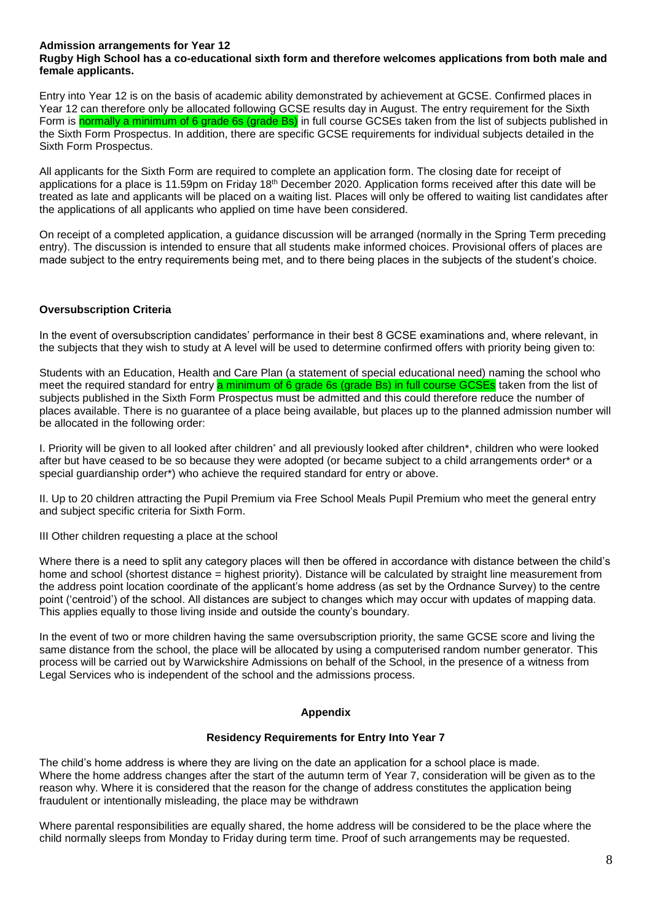**Admission arrangements for Year 12**

**Rugby High School has a co-educational sixth form and therefore welcomes applications from both male and female applicants.**

Entry into Year 12 is on the basis of academic ability demonstrated by achievement at GCSE. Confirmed places in Year 12 can therefore only be allocated following GCSE results day in August. The entry requirement for the Sixth Form is normally a minimum of 6 grade 6s (grade Bs) in full course GCSEs taken from the list of subjects published in the Sixth Form Prospectus. In addition, there are specific GCSE requirements for individual subjects detailed in the Sixth Form Prospectus.

All applicants for the Sixth Form are required to complete an application form. The closing date for receipt of applications for a place is 11.59pm on Friday 18th December 2020. Application forms received after this date will be treated as late and applicants will be placed on a waiting list. Places will only be offered to waiting list candidates after the applications of all applicants who applied on time have been considered.

On receipt of a completed application, a guidance discussion will be arranged (normally in the Spring Term preceding entry). The discussion is intended to ensure that all students make informed choices. Provisional offers of places are made subject to the entry requirements being met, and to there being places in the subjects of the student's choice.

**Oversubscription Criteria**

In the event of oversubscription candidates' performance in their best 8 GCSE examinations and, where relevant, in the subjects that they wish to study at A level will be used to determine confirmed offers with priority being given to:

Students with an Education, Health and Care Plan (a statement of special educational need) naming the school who meet the required standard for entry a minimum of 6 grade 6s (grade Bs) in full course GCSEs taken from the list of subjects published in the Sixth Form Prospectus must be admitted and this could therefore reduce the number of places available. There is no guarantee of a place being available, but places up to the planned admission number will be allocated in the following order:

I. Priority will be given to all looked after children* and all previously looked after children*, children who were looked after but have ceased to be so because they were adopted (or became subject to a child arrangements order* or a special guardianship order*) who achieve the required standard for entry or above.

II. Up to 20 children attracting the Pupil Premium via Free School Meals Pupil Premium who meet the general entry and subject specific criteria for Sixth Form.

III Other children requesting a place at the school

Where there is a need to split any category places will then be offered in accordance with distance between the child's home and school (shortest distance = highest priority). Distance will be calculated by straight line measurement from the address point location coordinate of the applicant's home address (as set by the Ordnance Survey) to the centre point ('centroid') of the school. All distances are subject to changes which may occur with updates of mapping data. This applies equally to those living inside and outside the county's boundary.

In the event of two or more children having the same oversubscription priority, the same GCSE score and living the same distance from the school, the place will be allocated by using a computerised random number generator. This process will be carried out by Warwickshire Admissions on behalf of the School, in the presence of a witness from Legal Services who is independent of the school and the admissions process.

**Appendix**

**Residency Requirements for Entry Into Year 7**

The child's home address is where they are living on the date an application for a school place is made. Where the home address changes after the start of the autumn term of Year 7, consideration will be given as to the reason why. Where it is considered that the reason for the change of address constitutes the application being fraudulent or intentionally misleading, the place may be withdrawn

Where parental responsibilities are equally shared, the home address will be considered to be the place where the child normally sleeps from Monday to Friday during term time. Proof of such arrangements may be requested.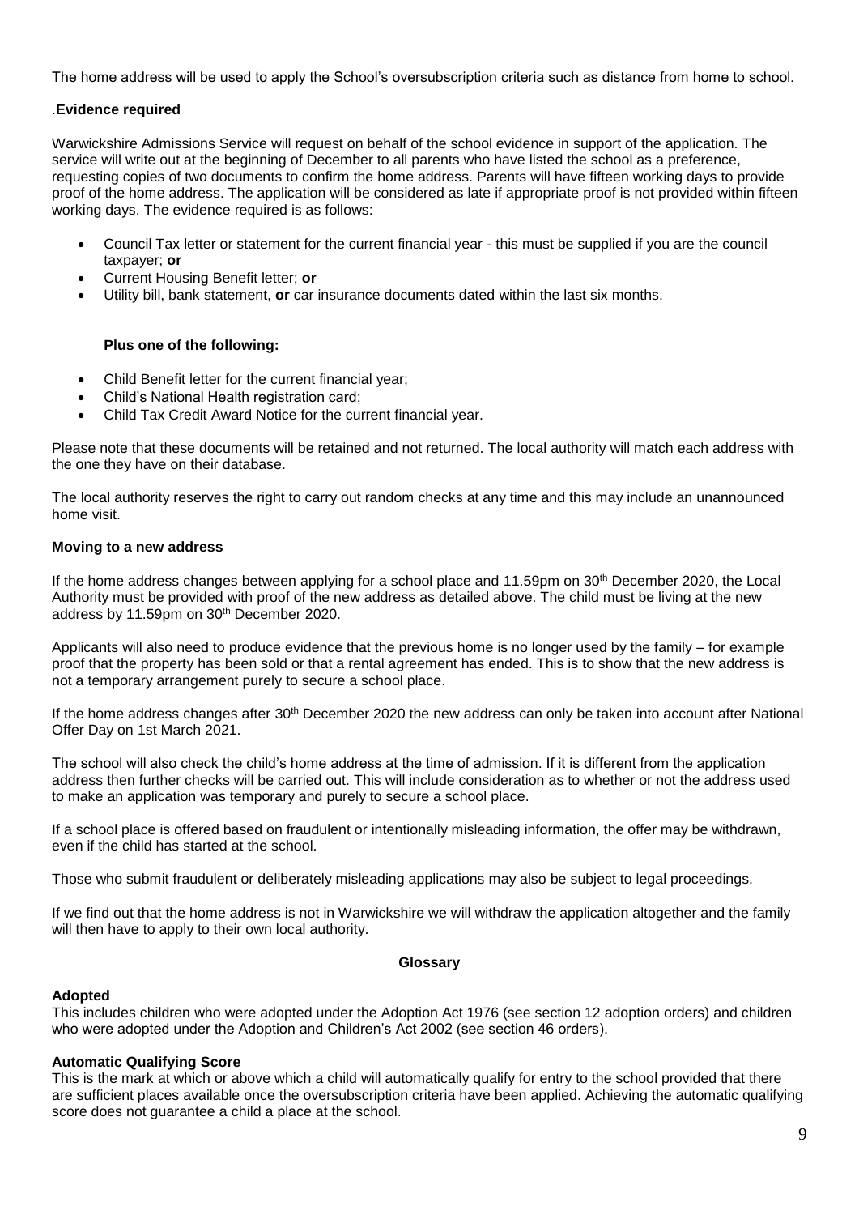The home address will be used to apply the School's oversubscription criteria such as distance from home to school.

.**Evidence required**

Warwickshire Admissions Service will request on behalf of the school evidence in support of the application. The service will write out at the beginning of December to all parents who have listed the school as a preference, requesting copies of two documents to confirm the home address. Parents will have fifteen working days to provide proof of the home address. The application will be considered as late if appropriate proof is not provided within fifteen working days. The evidence required is as follows:

- Council Tax letter or statement for the current financial year - this must be supplied if you are the council taxpayer; **or**
- Current Housing Benefit letter; **or**
- Utility bill, bank statement, **or** car insurance documents dated within the last six months.

**Plus one of the following:**

- Child Benefit letter for the current financial year;
- Child's National Health registration card;
- Child Tax Credit Award Notice for the current financial year.

Please note that these documents will be retained and not returned. The local authority will match each address with the one they have on their database.

The local authority reserves the right to carry out random checks at any time and this may include an unannounced home visit.

**Moving to a new address**

If the home address changes between applying for a school place and 11.59pm on 30th December 2020, the Local Authority must be provided with proof of the new address as detailed above. The child must be living at the new address by 11.59pm on 30th December 2020.

Applicants will also need to produce evidence that the previous home is no longer used by the family – for example proof that the property has been sold or that a rental agreement has ended. This is to show that the new address is not a temporary arrangement purely to secure a school place.

If the home address changes after 30th December 2020 the new address can only be taken into account after National Offer Day on 1st March 2021.

The school will also check the child's home address at the time of admission. If it is different from the application address then further checks will be carried out. This will include consideration as to whether or not the address used to make an application was temporary and purely to secure a school place.

If a school place is offered based on fraudulent or intentionally misleading information, the offer may be withdrawn, even if the child has started at the school.

Those who submit fraudulent or deliberately misleading applications may also be subject to legal proceedings.

If we find out that the home address is not in Warwickshire we will withdraw the application altogether and the family will then have to apply to their own local authority.

## Glossary

**Adopted**
This includes children who were adopted under the Adoption Act 1976 (see section 12 adoption orders) and children who were adopted under the Adoption and Children's Act 2002 (see section 46 orders).

**Automatic Qualifying Score**
This is the mark at which or above which a child will automatically qualify for entry to the school provided that there are sufficient places available once the oversubscription criteria have been applied. Achieving the automatic qualifying score does not guarantee a child a place at the school.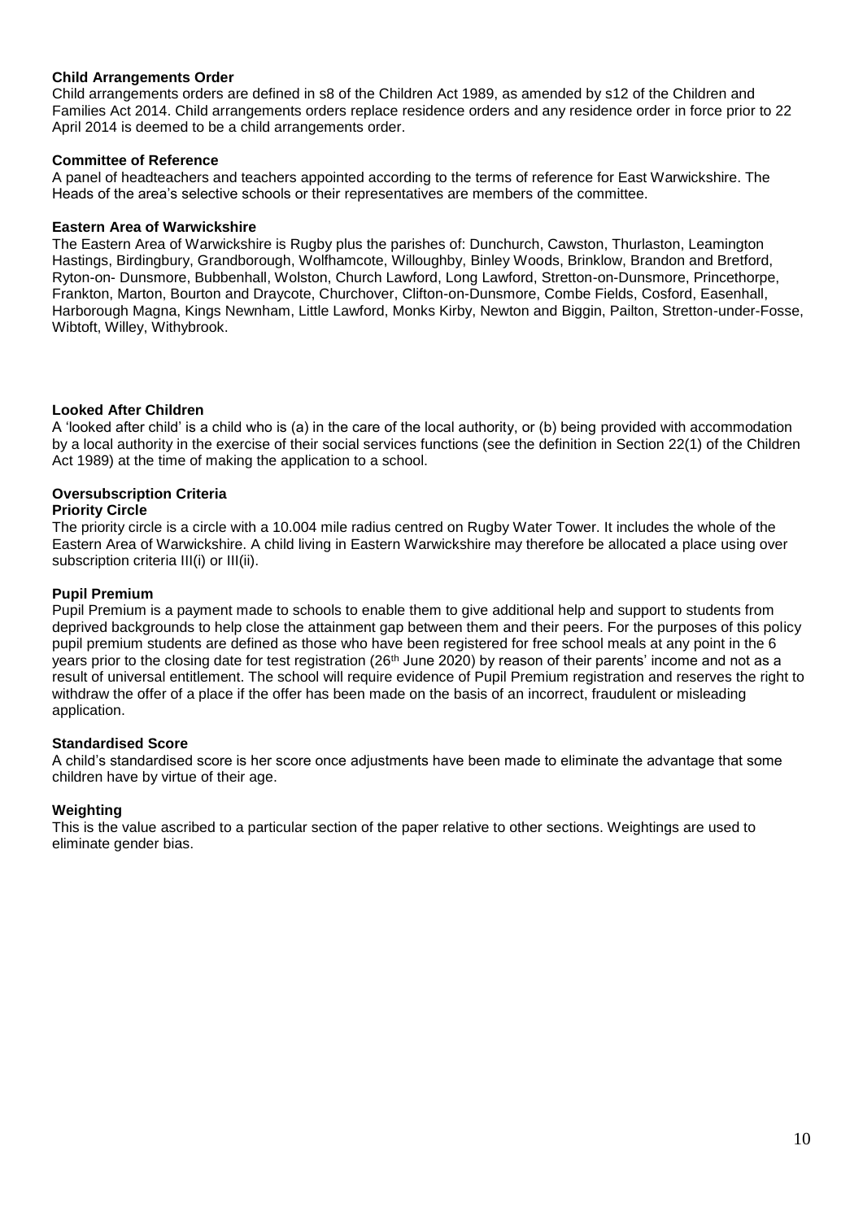**Child Arrangements Order**

Child arrangements orders are defined in s8 of the Children Act 1989, as amended by s12 of the Children and Families Act 2014. Child arrangements orders replace residence orders and any residence order in force prior to 22 April 2014 is deemed to be a child arrangements order.

**Committee of Reference**

A panel of headteachers and teachers appointed according to the terms of reference for East Warwickshire. The Heads of the area's selective schools or their representatives are members of the committee.

**Eastern Area of Warwickshire**

The Eastern Area of Warwickshire is Rugby plus the parishes of: Dunchurch, Cawston, Thurlaston, Leamington Hastings, Birdingbury, Grandborough, Wolfhamcote, Willoughby, Binley Woods, Brinklow, Brandon and Bretford, Ryton-on- Dunsmore, Bubbenhall, Wolston, Church Lawford, Long Lawford, Stretton-on-Dunsmore, Princethorpe, Frankton, Marton, Bourton and Draycote, Churchover, Clifton-on-Dunsmore, Combe Fields, Cosford, Easenhall, Harborough Magna, Kings Newnham, Little Lawford, Monks Kirby, Newton and Biggin, Pailton, Stretton-under-Fosse, Wibtoft, Willey, Withybrook.

**Looked After Children**

A 'looked after child' is a child who is (a) in the care of the local authority, or (b) being provided with accommodation by a local authority in the exercise of their social services functions (see the definition in Section 22(1) of the Children Act 1989) at the time of making the application to a school.

**Oversubscription Criteria**

**Priority Circle**

The priority circle is a circle with a 10.004 mile radius centred on Rugby Water Tower. It includes the whole of the Eastern Area of Warwickshire. A child living in Eastern Warwickshire may therefore be allocated a place using over subscription criteria III(i) or III(ii).

**Pupil Premium**

Pupil Premium is a payment made to schools to enable them to give additional help and support to students from deprived backgrounds to help close the attainment gap between them and their peers. For the purposes of this policy pupil premium students are defined as those who have been registered for free school meals at any point in the 6 years prior to the closing date for test registration (26th June 2020) by reason of their parents' income and not as a result of universal entitlement. The school will require evidence of Pupil Premium registration and reserves the right to withdraw the offer of a place if the offer has been made on the basis of an incorrect, fraudulent or misleading application.

**Standardised Score**

A child's standardised score is her score once adjustments have been made to eliminate the advantage that some children have by virtue of their age.

**Weighting**

This is the value ascribed to a particular section of the paper relative to other sections. Weightings are used to eliminate gender bias.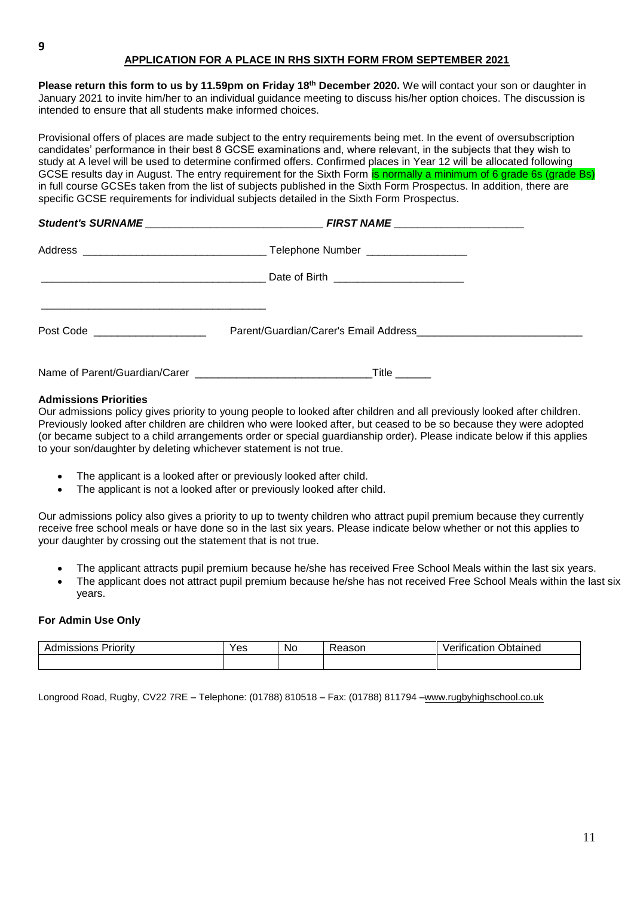## APPLICATION FOR A PLACE IN RHS SIXTH FORM FROM SEPTEMBER 2021

**Please return this form to us by 11.59pm on Friday 18th December 2020.** We will contact your son or daughter in January 2021 to invite him/her to an individual guidance meeting to discuss his/her option choices. The discussion is intended to ensure that all students make informed choices.

Provisional offers of places are made subject to the entry requirements being met. In the event of oversubscription candidates' performance in their best 8 GCSE examinations and, where relevant, in the subjects that they wish to study at A level will be used to determine confirmed offers. Confirmed places in Year 12 will be allocated following GCSE results day in August. The entry requirement for the Sixth Form is normally a minimum of 6 grade 6s (grade Bs) in full course GCSEs taken from the list of subjects published in the Sixth Form Prospectus. In addition, there are specific GCSE requirements for individual subjects detailed in the Sixth Form Prospectus.

***Student's SURNAME*** ______________________________ ***FIRST NAME*** ______________________

Address _______________________________ Telephone Number _________________

_______________________________________ Date of Birth ______________________

_______________________________________

Post Code ___________________ Parent/Guardian/Carer's Email Address ____________________________

Name of Parent/Guardian/Carer ______________________________ Title ______

**Admissions Priorities**

Our admissions policy gives priority to young people to looked after children and all previously looked after children. Previously looked after children are children who were looked after, but ceased to be so because they were adopted (or became subject to a child arrangements order or special guardianship order). Please indicate below if this applies to your son/daughter by deleting whichever statement is not true.

- The applicant is a looked after or previously looked after child.
- The applicant is not a looked after or previously looked after child.

Our admissions policy also gives a priority to up to twenty children who attract pupil premium because they currently receive free school meals or have done so in the last six years. Please indicate below whether or not this applies to your daughter by crossing out the statement that is not true.

- The applicant attracts pupil premium because he/she has received Free School Meals within the last six years.
- The applicant does not attract pupil premium because he/she has not received Free School Meals within the last six years.

**For Admin Use Only**

| Admissions Priority | Yes | No | Reason | Verification Obtained |
|---|---|---|---|---|
| | | | | |

Longrood Road, Rugby, CV22 7RE – Telephone: (01788) 810518 – Fax: (01788) 811794 – www.rugbyhighschool.co.uk